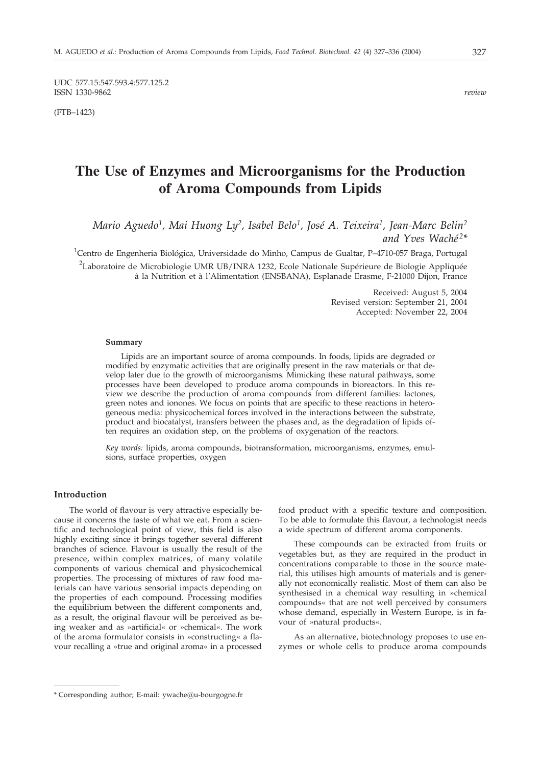UDC 577.15:547.593.4:577.125.2
ISSN 1330-9862 *review*

(FTB–1423)

# The Use of Enzymes and Microorganisms for the Production of Aroma Compounds from Lipids

*Mario Aguedo[1], Mai Huong Ly[2], Isabel Belo[1], José A. Teixeira[1], Jean-Marc Belin[2] and Yves Waché[2]\**

[1]Centro de Engenheria Biológica, Universidade do Minho, Campus de Gualtar, P–4710-057 Braga, Portugal

[2]Laboratoire de Microbiologie UMR UB/INRA 1232, Ecole Nationale Supérieure de Biologie Appliquée à la Nutrition et à l'Alimentation (ENSBANA), Esplanade Erasme, F-21000 Dijon, France

Received: August 5, 2004
Revised version: September 21, 2004
Accepted: November 22, 2004

#### Summary

Lipids are an important source of aroma compounds. In foods, lipids are degraded or modified by enzymatic activities that are originally present in the raw materials or that develop later due to the growth of microorganisms. Mimicking these natural pathways, some processes have been developed to produce aroma compounds in bioreactors. In this review we describe the production of aroma compounds from different families: lactones, green notes and ionones. We focus on points that are specific to these reactions in heterogeneous media: physicochemical forces involved in the interactions between the substrate, product and biocatalyst, transfers between the phases and, as the degradation of lipids often requires an oxidation step, on the problems of oxygenation of the reactors.

*Key words:* lipids, aroma compounds, biotransformation, microorganisms, enzymes, emulsions, surface properties, oxygen

## Introduction

The world of flavour is very attractive especially because it concerns the taste of what we eat. From a scientific and technological point of view, this field is also highly exciting since it brings together several different branches of science. Flavour is usually the result of the presence, within complex matrices, of many volatile components of various chemical and physicochemical properties. The processing of mixtures of raw food materials can have various sensorial impacts depending on the properties of each compound. Processing modifies the equilibrium between the different components and, as a result, the original flavour will be perceived as being weaker and as »artificial« or »chemical«. The work of the aroma formulator consists in »constructing« a flavour recalling a »true and original aroma« in a processed food product with a specific texture and composition. To be able to formulate this flavour, a technologist needs a wide spectrum of different aroma components.

These compounds can be extracted from fruits or vegetables but, as they are required in the product in concentrations comparable to those in the source material, this utilises high amounts of materials and is generally not economically realistic. Most of them can also be synthesised in a chemical way resulting in »chemical compounds« that are not well perceived by consumers whose demand, especially in Western Europe, is in favour of »natural products«.

As an alternative, biotechnology proposes to use enzymes or whole cells to produce aroma compounds

\* Corresponding author; E-mail: ywache@u-bourgogne.fr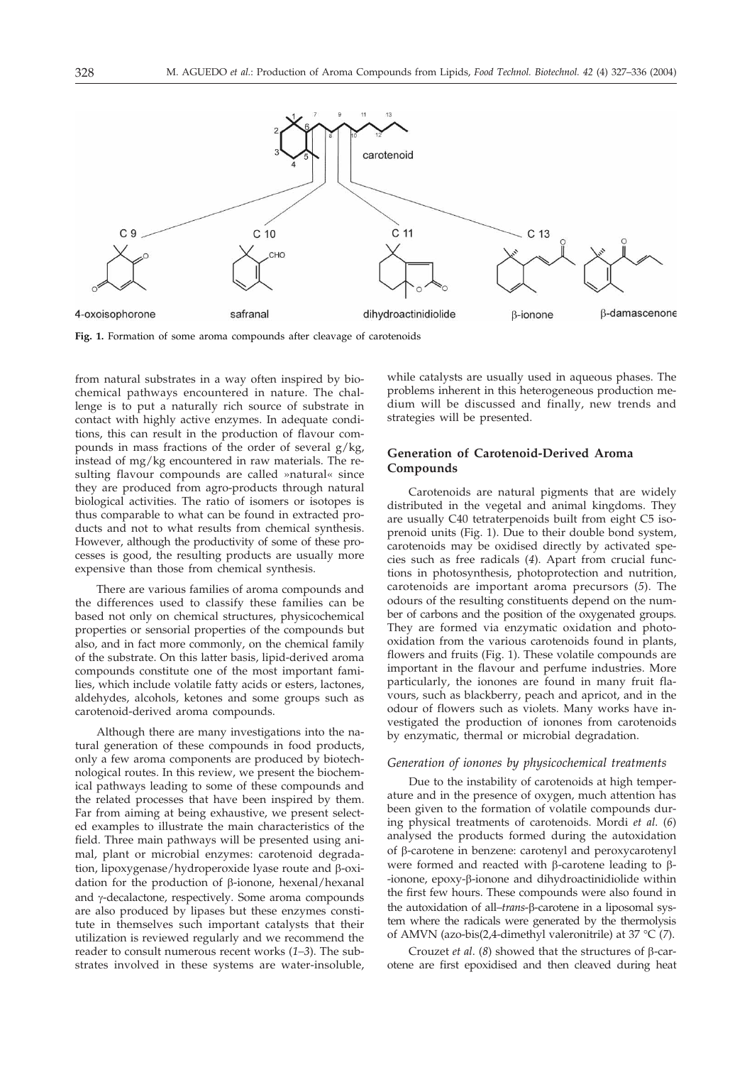**Fig. 1.** Formation of some aroma compounds after cleavage of carotenoids

from natural substrates in a way often inspired by biochemical pathways encountered in nature. The challenge is to put a naturally rich source of substrate in contact with highly active enzymes. In adequate conditions, this can result in the production of flavour compounds in mass fractions of the order of several g/kg, instead of mg/kg encountered in raw materials. The resulting flavour compounds are called »natural« since they are produced from agro-products through natural biological activities. The ratio of isomers or isotopes is thus comparable to what can be found in extracted products and not to what results from chemical synthesis. However, although the productivity of some of these processes is good, the resulting products are usually more expensive than those from chemical synthesis.

There are various families of aroma compounds and the differences used to classify these families can be based not only on chemical structures, physicochemical properties or sensorial properties of the compounds but also, and in fact more commonly, on the chemical family of the substrate. On this latter basis, lipid-derived aroma compounds constitute one of the most important families, which include volatile fatty acids or esters, lactones, aldehydes, alcohols, ketones and some groups such as carotenoid-derived aroma compounds.

Although there are many investigations into the natural generation of these compounds in food products, only a few aroma components are produced by biotechnological routes. In this review, we present the biochemical pathways leading to some of these compounds and the related processes that have been inspired by them. Far from aiming at being exhaustive, we present selected examples to illustrate the main characteristics of the field. Three main pathways will be presented using animal, plant or microbial enzymes: carotenoid degradation, lipoxygenase/hydroperoxide lyase route and β-oxidation for the production of β-ionone, hexenal/hexanal and γ-decalactone, respectively. Some aroma compounds are also produced by lipases but these enzymes constitute in themselves such important catalysts that their utilization is reviewed regularly and we recommend the reader to consult numerous recent works (*1–3*). The substrates involved in these systems are water-insoluble, while catalysts are usually used in aqueous phases. The problems inherent in this heterogeneous production medium will be discussed and finally, new trends and strategies will be presented.

## Generation of Carotenoid-Derived Aroma Compounds

Carotenoids are natural pigments that are widely distributed in the vegetal and animal kingdoms. They are usually C40 tetraterpenoids built from eight C5 isoprenoid units (Fig. 1). Due to their double bond system, carotenoids may be oxidised directly by activated species such as free radicals (*4*). Apart from crucial functions in photosynthesis, photoprotection and nutrition, carotenoids are important aroma precursors (*5*). The odours of the resulting constituents depend on the number of carbons and the position of the oxygenated groups. They are formed via enzymatic oxidation and photooxidation from the various carotenoids found in plants, flowers and fruits (Fig. 1). These volatile compounds are important in the flavour and perfume industries. More particularly, the ionones are found in many fruit flavours, such as blackberry, peach and apricot, and in the odour of flowers such as violets. Many works have investigated the production of ionones from carotenoids by enzymatic, thermal or microbial degradation.

### *Generation of ionones by physicochemical treatments*

Due to the instability of carotenoids at high temperature and in the presence of oxygen, much attention has been given to the formation of volatile compounds during physical treatments of carotenoids. Mordi *et al.* (*6*) analysed the products formed during the autoxidation of β-carotene in benzene: carotenyl and peroxycarotenyl were formed and reacted with β-carotene leading to β-ionone, epoxy-β-ionone and dihydroactinidiolide within the first few hours. These compounds were also found in the autoxidation of all–*trans*-β-carotene in a liposomal system where the radicals were generated by the thermolysis of AMVN (azo-bis(2,4-dimethyl valeronitrile) at 37 °C (*7*).

Crouzet *et al*. (*8*) showed that the structures of β-carotene are first epoxidised and then cleaved during heat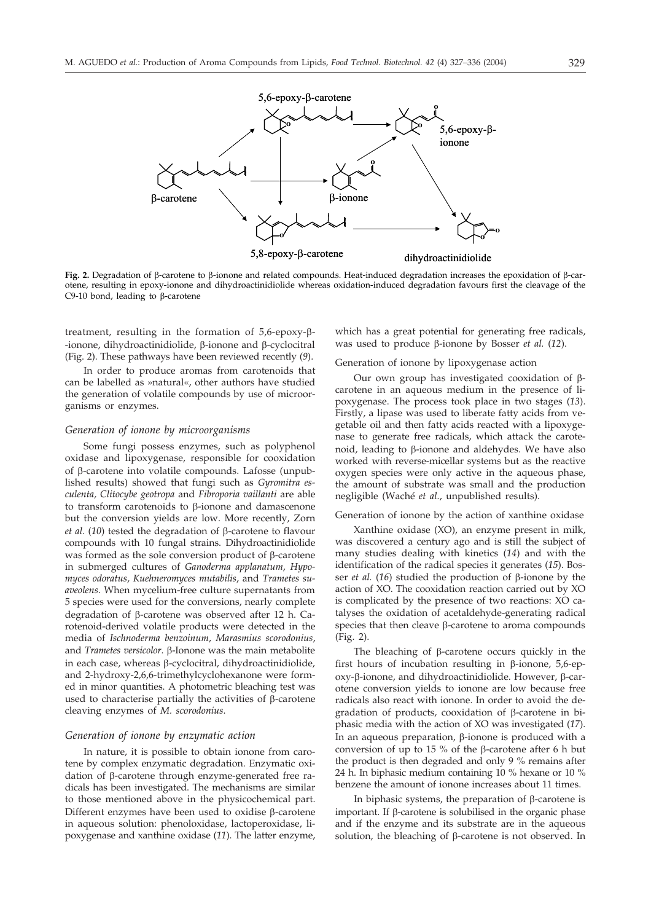**Fig. 2.** Degradation of β-carotene to β-ionone and related compounds. Heat-induced degradation increases the epoxidation of β-carotene, resulting in epoxy-ionone and dihydroactinidiolide whereas oxidation-induced degradation favours first the cleavage of the C9-10 bond, leading to β-carotene

treatment, resulting in the formation of 5,6-epoxy-β-ionone, dihydroactinidiolide, β-ionone and β-cyclocitral (Fig. 2). These pathways have been reviewed recently (*9*).

In order to produce aromas from carotenoids that can be labelled as »natural«, other authors have studied the generation of volatile compounds by use of microorganisms or enzymes.

### *Generation of ionone by microorganisms*

Some fungi possess enzymes, such as polyphenol oxidase and lipoxygenase, responsible for cooxidation of β-carotene into volatile compounds. Lafosse (unpublished results) showed that fungi such as *Gyromitra esculenta, Clitocybe geotropa* and *Fibroporia vaillanti* are able to transform carotenoids to β-ionone and damascenone but the conversion yields are low. More recently, Zorn *et al.* (*10*) tested the degradation of β-carotene to flavour compounds with 10 fungal strains. Dihydroactinidiolide was formed as the sole conversion product of β-carotene in submerged cultures of *Ganoderma applanatum*, *Hypomyces odoratus*, *Kuehneromyces mutabilis*, and *Trametes suaveolens*. When mycelium-free culture supernatants from 5 species were used for the conversions, nearly complete degradation of β-carotene was observed after 12 h. Carotenoid-derived volatile products were detected in the media of *Ischnoderma benzoinum*, *Marasmius scorodonius*, and *Trametes versicolor*. β-Ionone was the main metabolite in each case, whereas β-cyclocitral, dihydroactinidiolide, and 2-hydroxy-2,6,6-trimethylcyclohexanone were formed in minor quantities. A photometric bleaching test was used to characterise partially the activities of β-carotene cleaving enzymes of *M. scorodonius*.

### *Generation of ionone by enzymatic action*

In nature, it is possible to obtain ionone from carotene by complex enzymatic degradation. Enzymatic oxidation of β-carotene through enzyme-generated free radicals has been investigated. The mechanisms are similar to those mentioned above in the physicochemical part. Different enzymes have been used to oxidise β-carotene in aqueous solution: phenoloxidase, lactoperoxidase, lipoxygenase and xanthine oxidase (*11*). The latter enzyme, which has a great potential for generating free radicals, was used to produce β-ionone by Bosser *et al.* (*12*).

#### Generation of ionone by lipoxygenase action

Our own group has investigated cooxidation of β-carotene in an aqueous medium in the presence of lipoxygenase. The process took place in two stages (*13*). Firstly, a lipase was used to liberate fatty acids from vegetable oil and then fatty acids reacted with a lipoxygenase to generate free radicals, which attack the carotenoid, leading to β-ionone and aldehydes. We have also worked with reverse-micellar systems but as the reactive oxygen species were only active in the aqueous phase, the amount of substrate was small and the production negligible (Waché *et al.*, unpublished results).

#### Generation of ionone by the action of xanthine oxidase

Xanthine oxidase (XO), an enzyme present in milk, was discovered a century ago and is still the subject of many studies dealing with kinetics (*14*) and with the identification of the radical species it generates (*15*). Bosser *et al.* (*16*) studied the production of β-ionone by the action of XO. The cooxidation reaction carried out by XO is complicated by the presence of two reactions: XO catalyses the oxidation of acetaldehyde-generating radical species that then cleave β-carotene to aroma compounds (Fig. 2).

The bleaching of β-carotene occurs quickly in the first hours of incubation resulting in β-ionone, 5,6-epoxy-β-ionone, and dihydroactinidiolide. However, β-carotene conversion yields to ionone are low because free radicals also react with ionone. In order to avoid the degradation of products, cooxidation of β-carotene in biphasic media with the action of XO was investigated (*17*). In an aqueous preparation, β-ionone is produced with a conversion of up to 15 % of the β-carotene after 6 h but the product is then degraded and only 9 % remains after 24 h. In biphasic medium containing 10 % hexane or 10 % benzene the amount of ionone increases about 11 times.

In biphasic systems, the preparation of β-carotene is important. If β-carotene is solubilised in the organic phase and if the enzyme and its substrate are in the aqueous solution, the bleaching of β-carotene is not observed. In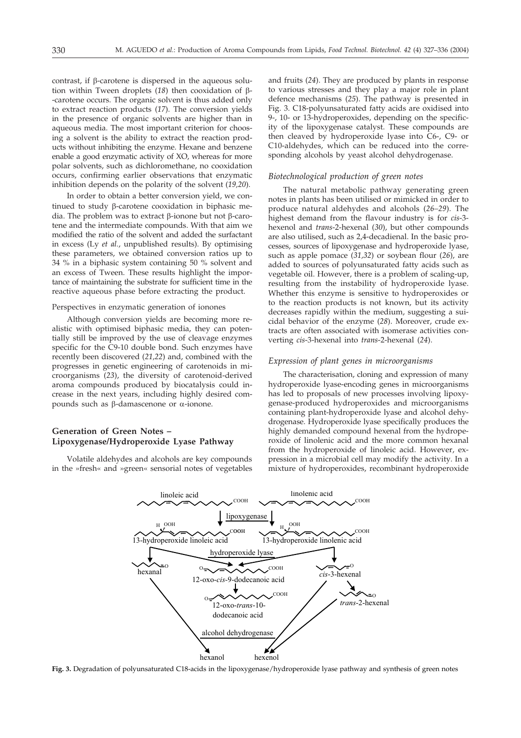contrast, if β-carotene is dispersed in the aqueous solution within Tween droplets (*18*) then cooxidation of β-carotene occurs. The organic solvent is thus added only to extract reaction products (*17*). The conversion yields in the presence of organic solvents are higher than in aqueous media. The most important criterion for choosing a solvent is the ability to extract the reaction products without inhibiting the enzyme. Hexane and benzene enable a good enzymatic activity of XO, whereas for more polar solvents, such as dichloromethane, no cooxidation occurs, confirming earlier observations that enzymatic inhibition depends on the polarity of the solvent (*19,20*).

In order to obtain a better conversion yield, we continued to study β-carotene cooxidation in biphasic media. The problem was to extract β-ionone but not β-carotene and the intermediate compounds. With that aim we modified the ratio of the solvent and added the surfactant in excess (Ly *et al.*, unpublished results). By optimising these parameters, we obtained conversion ratios up to 34 % in a biphasic system containing 50 % solvent and an excess of Tween. These results highlight the importance of maintaining the substrate for sufficient time in the reactive aqueous phase before extracting the product.

Perspectives in enzymatic generation of ionones

Although conversion yields are becoming more realistic with optimised biphasic media, they can potentially still be improved by the use of cleavage enzymes specific for the C9-10 double bond. Such enzymes have recently been discovered (*21,22*) and, combined with the progresses in genetic engineering of carotenoids in microorganisms (*23*), the diversity of carotenoid-derived aroma compounds produced by biocatalysis could increase in the next years, including highly desired compounds such as β-damascenone or α-ionone.

## Generation of Green Notes – Lipoxygenase/Hydroperoxide Lyase Pathway

Volatile aldehydes and alcohols are key compounds in the »fresh« and »green« sensorial notes of vegetables and fruits (*24*). They are produced by plants in response to various stresses and they play a major role in plant defence mechanisms (*25*). The pathway is presented in Fig. 3. C18-polyunsaturated fatty acids are oxidised into 9-, 10- or 13-hydroperoxides, depending on the specificity of the lipoxygenase catalyst. These compounds are then cleaved by hydroperoxide lyase into C6-, C9- or C10-aldehydes, which can be reduced into the corresponding alcohols by yeast alcohol dehydrogenase.

### *Biotechnological production of green notes*

The natural metabolic pathway generating green notes in plants has been utilised or mimicked in order to produce natural aldehydes and alcohols (*26–29*). The highest demand from the flavour industry is for *cis*-3-hexenol and *trans*-2-hexenal (*30*), but other compounds are also utilised, such as 2,4-decadienal. In the basic processes, sources of lipoxygenase and hydroperoxide lyase, such as apple pomace (*31,32*) or soybean flour (*26*), are added to sources of polyunsaturated fatty acids such as vegetable oil. However, there is a problem of scaling-up, resulting from the instability of hydroperoxide lyase. Whether this enzyme is sensitive to hydroperoxides or to the reaction products is not known, but its activity decreases rapidly within the medium, suggesting a suicidal behavior of the enzyme (*28*). Moreover, crude extracts are often associated with isomerase activities converting *cis*-3-hexenal into *trans*-2-hexenal (*24*).

### *Expression of plant genes in microorganisms*

The characterisation, cloning and expression of many hydroperoxide lyase-encoding genes in microorganisms has led to proposals of new processes involving lipoxygenase-produced hydroperoxides and microorganisms containing plant-hydroperoxide lyase and alcohol dehydrogenase. Hydroperoxide lyase specifically produces the highly demanded compound hexenal from the hydroperoxide of linolenic acid and the more common hexanal from the hydroperoxide of linoleic acid. However, expression in a microbial cell may modify the activity. In a mixture of hydroperoxides, recombinant hydroperoxide

**Fig. 3.** Degradation of polyunsaturated C18-acids in the lipoxygenase/hydroperoxide lyase pathway and synthesis of green notes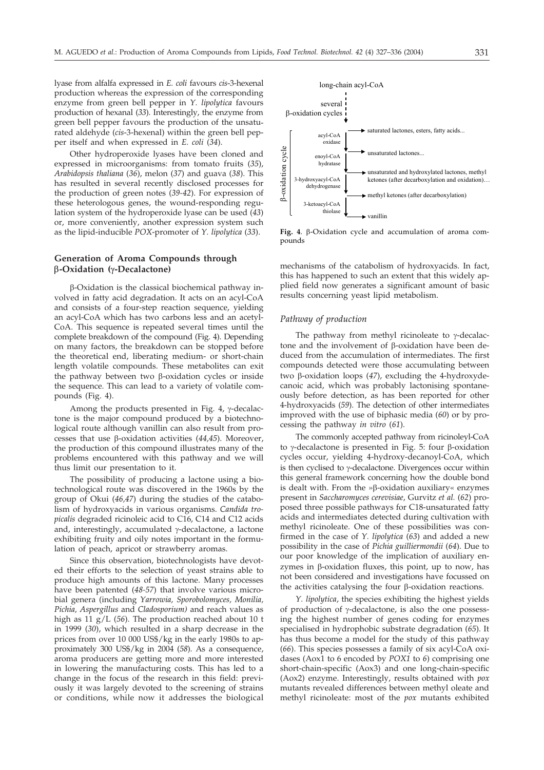lyase from alfalfa expressed in *E. coli* favours *cis*-3-hexenal production whereas the expression of the corresponding enzyme from green bell pepper in *Y. lipolytica* favours production of hexanal (*33*). Interestingly, the enzyme from green bell pepper favours the production of the unsaturated aldehyde (*cis*-3-hexenal) within the green bell pepper itself and when expressed in *E. coli* (*34*).

Other hydroperoxide lyases have been cloned and expressed in microorganisms: from tomato fruits (*35*), *Arabidopsis thaliana* (*36*), melon (*37*) and guava (*38*). This has resulted in several recently disclosed processes for the production of green notes (*39-42*). For expression of these heterologous genes, the wound-responding regulation system of the hydroperoxide lyase can be used (*43*) or, more conveniently, another expression system such as the lipid-inducible *POX*-promoter of *Y. lipolytica* (*33*).

## Generation of Aroma Compounds through β-Oxidation (γ-Decalactone)

β-Oxidation is the classical biochemical pathway involved in fatty acid degradation. It acts on an acyl-CoA and consists of a four-step reaction sequence, yielding an acyl-CoA which has two carbons less and an acetyl-CoA. This sequence is repeated several times until the complete breakdown of the compound (Fig. 4). Depending on many factors, the breakdown can be stopped before the theoretical end, liberating medium- or short-chain length volatile compounds. These metabolites can exit the pathway between two β-oxidation cycles or inside the sequence. This can lead to a variety of volatile compounds (Fig. 4).

Among the products presented in Fig. 4, γ-decalactone is the major compound produced by a biotechnological route although vanillin can also result from processes that use β-oxidation activities (*44,45*). Moreover, the production of this compound illustrates many of the problems encountered with this pathway and we will thus limit our presentation to it.

The possibility of producing a lactone using a biotechnological route was discovered in the 1960s by the group of Okui (*46,47*) during the studies of the catabolism of hydroxyacids in various organisms. *Candida tropicalis* degraded ricinoleic acid to C16, C14 and C12 acids and, interestingly, accumulated γ-decalactone, a lactone exhibiting fruity and oily notes important in the formulation of peach, apricot or strawberry aromas.

Since this observation, biotechnologists have devoted their efforts to the selection of yeast strains able to produce high amounts of this lactone. Many processes have been patented (*48-57*) that involve various microbial genera (including *Yarrowia, Sporobolomyces, Monilia, Pichia, Aspergillus* and *Cladosporium)* and reach values as high as 11 g/L (*56*). The production reached about 10 t in 1999 (*30*), which resulted in a sharp decrease in the prices from over 10 000 US$/kg in the early 1980s to approximately 300 US$/kg in 2004 (*58*). As a consequence, aroma producers are getting more and more interested in lowering the manufacturing costs. This has led to a change in the focus of the research in this field: previously it was largely devoted to the screening of strains or conditions, while now it addresses the biological mechanisms of the catabolism of hydroxyacids. In fact, this has happened to such an extent that this widely applied field now generates a significant amount of basic results concerning yeast lipid metabolism.

long-chain acyl-CoA

several β-oxidation cycles

β-oxidation cycle: acyl-CoA oxidase → saturated lactones, esters, fatty acids...; enoyl-CoA hydratase → unsaturated lactones...; 3-hydroxyacyl-CoA dehydrogenase → unsaturated and hydroxylated lactones, methyl ketones (after decarboxylation and oxidation)...; methyl ketones (after decarboxylation); 3-ketoacyl-CoA thiolase → vanillin

**Fig. 4**. β-Oxidation cycle and accumulation of aroma compounds

### *Pathway of production*

The pathway from methyl ricinoleate to γ-decalactone and the involvement of β-oxidation have been deduced from the accumulation of intermediates. The first compounds detected were those accumulating between two β-oxidation loops (*47*), excluding the 4-hydroxydecanoic acid, which was probably lactonising spontaneously before detection, as has been reported for other 4-hydroxyacids (*59*). The detection of other intermediates improved with the use of biphasic media (*60*) or by processing the pathway *in vitro* (*61*).

The commonly accepted pathway from ricinoleyl-CoA to γ-decalactone is presented in Fig. 5: four β-oxidation cycles occur, yielding 4-hydroxy-decanoyl-CoA, which is then cyclised to γ-decalactone. Divergences occur within this general framework concerning how the double bond is dealt with. From the »β-oxidation auxiliary« enzymes present in *Saccharomyces cerevisiae*, Gurvitz *et al.* (*62*) proposed three possible pathways for C18-unsaturated fatty acids and intermediates detected during cultivation with methyl ricinoleate. One of these possibilities was confirmed in the case of *Y. lipolytica* (*63*) and added a new possibility in the case of *Pichia guilliermondii* (*64*). Due to our poor knowledge of the implication of auxiliary enzymes in β-oxidation fluxes, this point, up to now, has not been considered and investigations have focussed on the activities catalysing the four β-oxidation reactions.

*Y. lipolytica*, the species exhibiting the highest yields of production of γ-decalactone, is also the one possessing the highest number of genes coding for enzymes specialised in hydrophobic substrate degradation (*65*). It has thus become a model for the study of this pathway (*66*). This species possesses a family of six acyl-CoA oxidases (Aox1 to 6 encoded by *POX1* to *6*) comprising one short-chain-specific (Aox3) and one long-chain-specific (Aox2) enzyme. Interestingly, results obtained with *pox* mutants revealed differences between methyl oleate and methyl ricinoleate: most of the *pox* mutants exhibited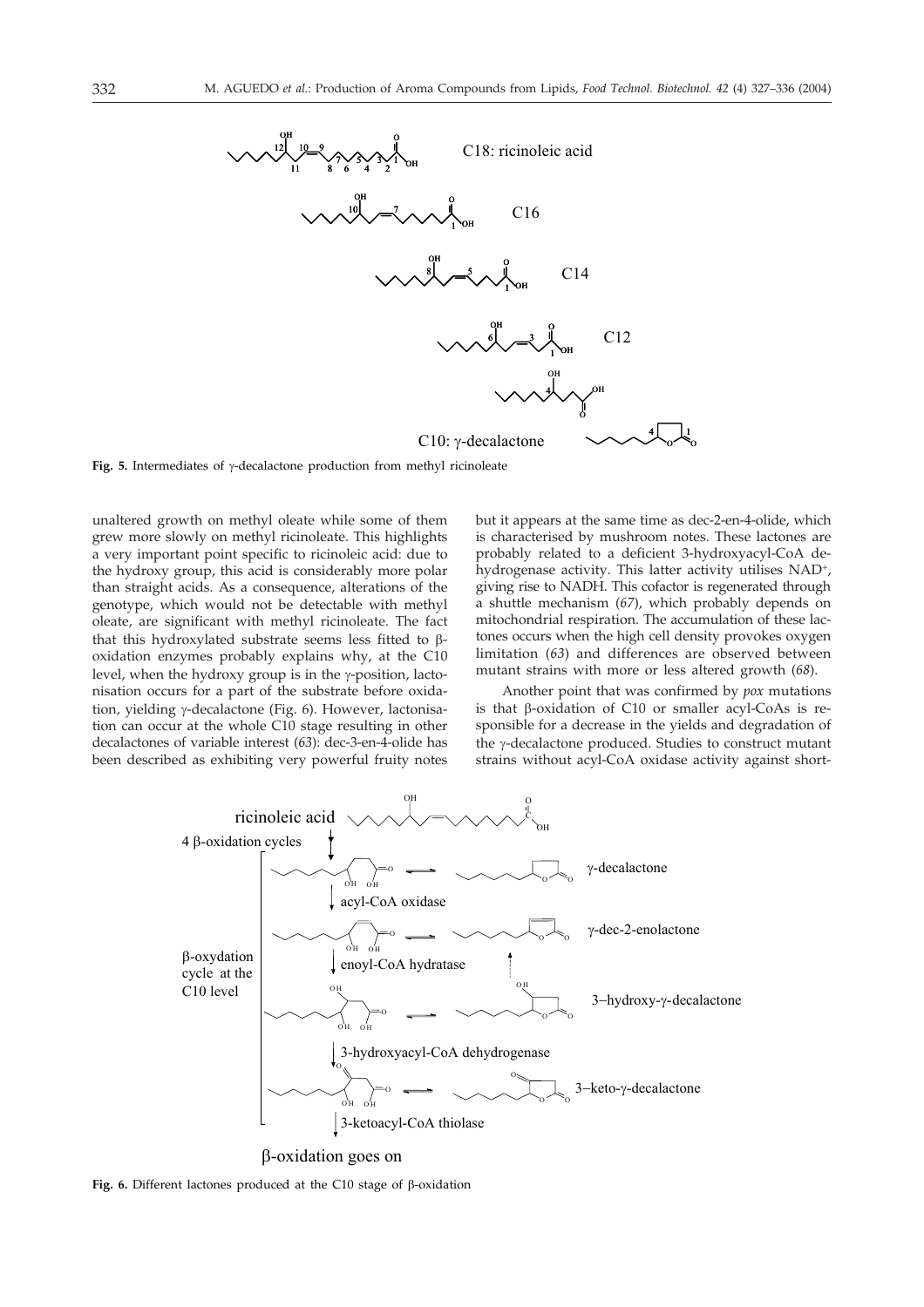Fig. 5. Intermediates of γ-decalactone production from methyl ricinoleate

unaltered growth on methyl oleate while some of them grew more slowly on methyl ricinoleate. This highlights a very important point specific to ricinoleic acid: due to the hydroxy group, this acid is considerably more polar than straight acids. As a consequence, alterations of the genotype, which would not be detectable with methyl oleate, are significant with methyl ricinoleate. The fact that this hydroxylated substrate seems less fitted to β-oxidation enzymes probably explains why, at the C10 level, when the hydroxy group is in the γ-position, lactonisation occurs for a part of the substrate before oxidation, yielding γ-decalactone (Fig. 6). However, lactonisation can occur at the whole C10 stage resulting in other decalactones of variable interest (*63*): dec-3-en-4-olide has been described as exhibiting very powerful fruity notes but it appears at the same time as dec-2-en-4-olide, which is characterised by mushroom notes. These lactones are probably related to a deficient 3-hydroxyacyl-CoA dehydrogenase activity. This latter activity utilises $NAD^+$, giving rise to NADH. This cofactor is regenerated through a shuttle mechanism (*67*), which probably depends on mitochondrial respiration. The accumulation of these lactones occurs when the high cell density provokes oxygen limitation (*63*) and differences are observed between mutant strains with more or less altered growth (*68*).

Another point that was confirmed by *pox* mutations is that β-oxidation of C10 or smaller acyl-CoAs is responsible for a decrease in the yields and degradation of the γ-decalactone produced. Studies to construct mutant strains without acyl-CoA oxidase activity against short-

Fig. 6. Different lactones produced at the C10 stage of β-oxidation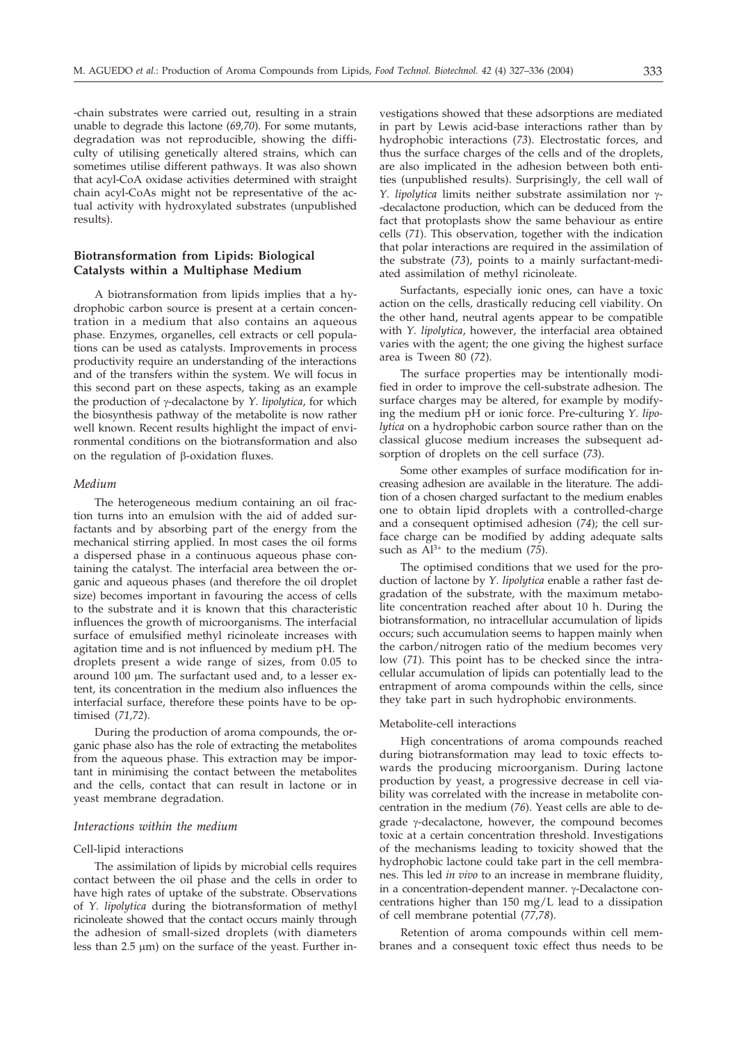-chain substrates were carried out, resulting in a strain unable to degrade this lactone (*69,70*). For some mutants, degradation was not reproducible, showing the difficulty of utilising genetically altered strains, which can sometimes utilise different pathways. It was also shown that acyl-CoA oxidase activities determined with straight chain acyl-CoAs might not be representative of the actual activity with hydroxylated substrates (unpublished results).

## Biotransformation from Lipids: Biological Catalysts within a Multiphase Medium

A biotransformation from lipids implies that a hydrophobic carbon source is present at a certain concentration in a medium that also contains an aqueous phase. Enzymes, organelles, cell extracts or cell populations can be used as catalysts. Improvements in process productivity require an understanding of the interactions and of the transfers within the system. We will focus in this second part on these aspects, taking as an example the production of γ-decalactone by *Y. lipolytica*, for which the biosynthesis pathway of the metabolite is now rather well known. Recent results highlight the impact of environmental conditions on the biotransformation and also on the regulation of β-oxidation fluxes.

### *Medium*

The heterogeneous medium containing an oil fraction turns into an emulsion with the aid of added surfactants and by absorbing part of the energy from the mechanical stirring applied. In most cases the oil forms a dispersed phase in a continuous aqueous phase containing the catalyst. The interfacial area between the organic and aqueous phases (and therefore the oil droplet size) becomes important in favouring the access of cells to the substrate and it is known that this characteristic influences the growth of microorganisms. The interfacial surface of emulsified methyl ricinoleate increases with agitation time and is not influenced by medium pH. The droplets present a wide range of sizes, from 0.05 to around 100 μm. The surfactant used and, to a lesser extent, its concentration in the medium also influences the interfacial surface, therefore these points have to be optimised (*71,72*).

During the production of aroma compounds, the organic phase also has the role of extracting the metabolites from the aqueous phase. This extraction may be important in minimising the contact between the metabolites and the cells, contact that can result in lactone or in yeast membrane degradation.

### *Interactions within the medium*

#### Cell-lipid interactions

The assimilation of lipids by microbial cells requires contact between the oil phase and the cells in order to have high rates of uptake of the substrate. Observations of *Y. lipolytica* during the biotransformation of methyl ricinoleate showed that the contact occurs mainly through the adhesion of small-sized droplets (with diameters less than 2.5 μm) on the surface of the yeast. Further investigations showed that these adsorptions are mediated in part by Lewis acid-base interactions rather than by hydrophobic interactions (*73*). Electrostatic forces, and thus the surface charges of the cells and of the droplets, are also implicated in the adhesion between both entities (unpublished results). Surprisingly, the cell wall of *Y. lipolytica* limits neither substrate assimilation nor γ-decalactone production, which can be deduced from the fact that protoplasts show the same behaviour as entire cells (*71*). This observation, together with the indication that polar interactions are required in the assimilation of the substrate (*73*), points to a mainly surfactant-mediated assimilation of methyl ricinoleate.

Surfactants, especially ionic ones, can have a toxic action on the cells, drastically reducing cell viability. On the other hand, neutral agents appear to be compatible with *Y. lipolytica*, however, the interfacial area obtained varies with the agent; the one giving the highest surface area is Tween 80 (*72*).

The surface properties may be intentionally modified in order to improve the cell-substrate adhesion. The surface charges may be altered, for example by modifying the medium pH or ionic force. Pre-culturing *Y. lipolytica* on a hydrophobic carbon source rather than on the classical glucose medium increases the subsequent adsorption of droplets on the cell surface (*73*).

Some other examples of surface modification for increasing adhesion are available in the literature. The addition of a chosen charged surfactant to the medium enables one to obtain lipid droplets with a controlled-charge and a consequent optimised adhesion (*74*); the cell surface charge can be modified by adding adequate salts such as $Al^{3+}$ to the medium (*75*).

The optimised conditions that we used for the production of lactone by *Y. lipolytica* enable a rather fast degradation of the substrate, with the maximum metabolite concentration reached after about 10 h. During the biotransformation, no intracellular accumulation of lipids occurs; such accumulation seems to happen mainly when the carbon/nitrogen ratio of the medium becomes very low (*71*). This point has to be checked since the intracellular accumulation of lipids can potentially lead to the entrapment of aroma compounds within the cells, since they take part in such hydrophobic environments.

#### Metabolite-cell interactions

High concentrations of aroma compounds reached during biotransformation may lead to toxic effects towards the producing microorganism. During lactone production by yeast, a progressive decrease in cell viability was correlated with the increase in metabolite concentration in the medium (*76*). Yeast cells are able to degrade γ-decalactone, however, the compound becomes toxic at a certain concentration threshold. Investigations of the mechanisms leading to toxicity showed that the hydrophobic lactone could take part in the cell membranes. This led *in vivo* to an increase in membrane fluidity, in a concentration-dependent manner. γ-Decalactone concentrations higher than 150 mg/L lead to a dissipation of cell membrane potential (*77,78*).

Retention of aroma compounds within cell membranes and a consequent toxic effect thus needs to be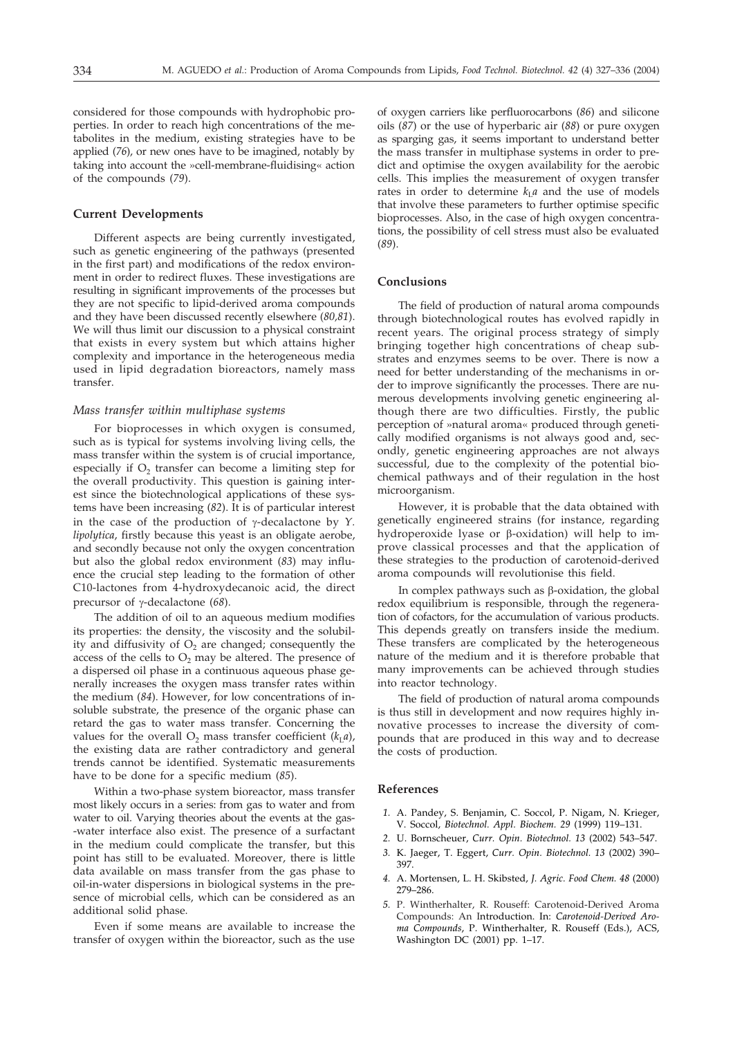considered for those compounds with hydrophobic properties. In order to reach high concentrations of the metabolites in the medium, existing strategies have to be applied (*76*), or new ones have to be imagined, notably by taking into account the »cell-membrane-fluidising« action of the compounds (*79*).

## Current Developments

Different aspects are being currently investigated, such as genetic engineering of the pathways (presented in the first part) and modifications of the redox environment in order to redirect fluxes. These investigations are resulting in significant improvements of the processes but they are not specific to lipid-derived aroma compounds and they have been discussed recently elsewhere (*80,81*). We will thus limit our discussion to a physical constraint that exists in every system but which attains higher complexity and importance in the heterogeneous media used in lipid degradation bioreactors, namely mass transfer.

### *Mass transfer within multiphase systems*

For bioprocesses in which oxygen is consumed, such as is typical for systems involving living cells, the mass transfer within the system is of crucial importance, especially if $O_2$ transfer can become a limiting step for the overall productivity. This question is gaining interest since the biotechnological applications of these systems have been increasing (*82*). It is of particular interest in the case of the production of γ-decalactone by *Y. lipolytica*, firstly because this yeast is an obligate aerobe, and secondly because not only the oxygen concentration but also the global redox environment (*83*) may influence the crucial step leading to the formation of other C10-lactones from 4-hydroxydecanoic acid, the direct precursor of γ-decalactone (*68*).

The addition of oil to an aqueous medium modifies its properties: the density, the viscosity and the solubility and diffusivity of $O_2$ are changed; consequently the access of the cells to $O_2$ may be altered. The presence of a dispersed oil phase in a continuous aqueous phase generally increases the oxygen mass transfer rates within the medium (*84*). However, for low concentrations of insoluble substrate, the presence of the organic phase can retard the gas to water mass transfer. Concerning the values for the overall $O_2$ mass transfer coefficient ($k_La$), the existing data are rather contradictory and general trends cannot be identified. Systematic measurements have to be done for a specific medium (*85*).

Within a two-phase system bioreactor, mass transfer most likely occurs in a series: from gas to water and from water to oil. Varying theories about the events at the gas-water interface also exist. The presence of a surfactant in the medium could complicate the transfer, but this point has still to be evaluated. Moreover, there is little data available on mass transfer from the gas phase to oil-in-water dispersions in biological systems in the presence of microbial cells, which can be considered as an additional solid phase.

Even if some means are available to increase the transfer of oxygen within the bioreactor, such as the use of oxygen carriers like perfluorocarbons (*86*) and silicone oils (*87*) or the use of hyperbaric air (*88*) or pure oxygen as sparging gas, it seems important to understand better the mass transfer in multiphase systems in order to predict and optimise the oxygen availability for the aerobic cells. This implies the measurement of oxygen transfer rates in order to determine $k_La$ and the use of models that involve these parameters to further optimise specific bioprocesses. Also, in the case of high oxygen concentrations, the possibility of cell stress must also be evaluated (*89*).

## Conclusions

The field of production of natural aroma compounds through biotechnological routes has evolved rapidly in recent years. The original process strategy of simply bringing together high concentrations of cheap substrates and enzymes seems to be over. There is now a need for better understanding of the mechanisms in order to improve significantly the processes. There are numerous developments involving genetic engineering although there are two difficulties. Firstly, the public perception of »natural aroma« produced through genetically modified organisms is not always good and, secondly, genetic engineering approaches are not always successful, due to the complexity of the potential biochemical pathways and of their regulation in the host microorganism.

However, it is probable that the data obtained with genetically engineered strains (for instance, regarding hydroperoxide lyase or β-oxidation) will help to improve classical processes and that the application of these strategies to the production of carotenoid-derived aroma compounds will revolutionise this field.

In complex pathways such as β-oxidation, the global redox equilibrium is responsible, through the regeneration of cofactors, for the accumulation of various products. This depends greatly on transfers inside the medium. These transfers are complicated by the heterogeneous nature of the medium and it is therefore probable that many improvements can be achieved through studies into reactor technology.

The field of production of natural aroma compounds is thus still in development and now requires highly innovative processes to increase the diversity of compounds that are produced in this way and to decrease the costs of production.

## References

1. A. Pandey, S. Benjamin, C. Soccol, P. Nigam, N. Krieger, V. Soccol, *Biotechnol. Appl. Biochem. 29* (1999) 119–131.
2. U. Bornscheuer, *Curr. Opin. Biotechnol. 13* (2002) 543–547.
3. K. Jaeger, T. Eggert, *Curr. Opin. Biotechnol. 13* (2002) 390–397.
4. A. Mortensen, L. H. Skibsted, *J. Agric. Food Chem. 48* (2000) 279–286.
5. P. Wintherhalter, R. Rouseff: Carotenoid-Derived Aroma Compounds: An Introduction. In: *Carotenoid-Derived Aroma Compounds*, P. Wintherhalter, R. Rouseff (Eds.), ACS, Washington DC (2001) pp. 1–17.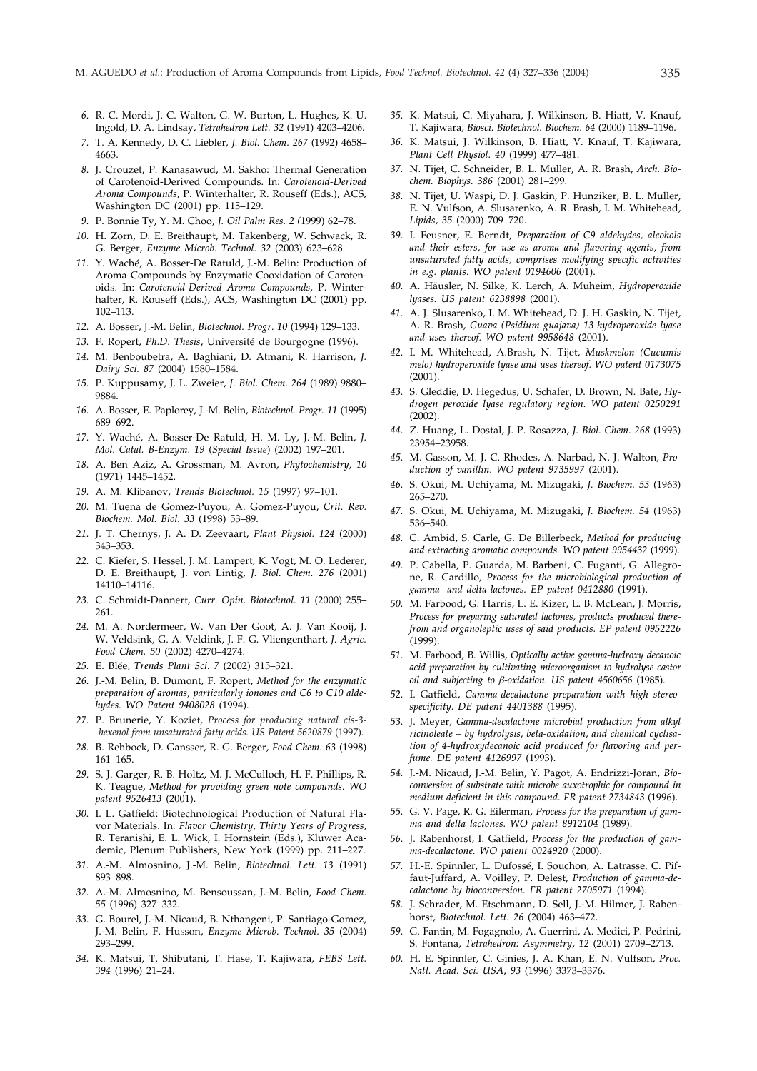6. R. C. Mordi, J. C. Walton, G. W. Burton, L. Hughes, K. U. Ingold, D. A. Lindsay, *Tetrahedron Lett. 32* (1991) 4203–4206.

7. T. A. Kennedy, D. C. Liebler, *J. Biol. Chem. 267* (1992) 4658–4663.

8. J. Crouzet, P. Kanasawud, M. Sakho: Thermal Generation of Carotenoid-Derived Compounds. In: *Carotenoid-Derived Aroma Compounds*, P. Winterhalter, R. Rouseff (Eds.), ACS, Washington DC (2001) pp. 115–129.

9. P. Bonnie Ty, Y. M. Choo, *J. Oil Palm Res. 2* (1999) 62–78.

10. H. Zorn, D. E. Breithaupt, M. Takenberg, W. Schwack, R. G. Berger, *Enzyme Microb. Technol. 32* (2003) 623–628.

11. Y. Waché, A. Bosser-De Ratuld, J.-M. Belin: Production of Aroma Compounds by Enzymatic Cooxidation of Carotenoids. In: *Carotenoid-Derived Aroma Compounds*, P. Winterhalter, R. Rouseff (Eds.), ACS, Washington DC (2001) pp. 102–113.

12. A. Bosser, J.-M. Belin, *Biotechnol. Progr. 10* (1994) 129–133.

13. F. Ropert, *Ph.D. Thesis*, Université de Bourgogne (1996).

14. M. Benboubetra, A. Baghiani, D. Atmani, R. Harrison, *J. Dairy Sci. 87* (2004) 1580–1584.

15. P. Kuppusamy, J. L. Zweier, *J. Biol. Chem. 264* (1989) 9880–9884.

16. A. Bosser, E. Paplorey, J.-M. Belin, *Biotechnol. Progr. 11* (1995) 689–692.

17. Y. Waché, A. Bosser-De Ratuld, H. M. Ly, J.-M. Belin, *J. Mol. Catal. B-Enzym. 19* (*Special Issue*) (2002) 197–201.

18. A. Ben Aziz, A. Grossman, M. Avron, *Phytochemistry*, *10* (1971) 1445–1452.

19. A. M. Klibanov, *Trends Biotechnol. 15* (1997) 97–101.

20. M. Tuena de Gomez-Puyou, A. Gomez-Puyou, *Crit. Rev. Biochem. Mol. Biol. 33* (1998) 53–89.

21. J. T. Chernys, J. A. D. Zeevaart, *Plant Physiol. 124* (2000) 343–353.

22. C. Kiefer, S. Hessel, J. M. Lampert, K. Vogt, M. O. Lederer, D. E. Breithaupt, J. von Lintig, *J. Biol. Chem. 276* (2001) 14110–14116.

23. C. Schmidt-Dannert, *Curr. Opin. Biotechnol. 11* (2000) 255–261.

24. M. A. Nordermeer, W. Van Der Goot, A. J. Van Kooij, J. W. Veldsink, G. A. Veldink, J. F. G. Vliengenthart, *J. Agric. Food Chem. 50* (2002) 4270–4274.

25. E. Blée, *Trends Plant Sci. 7* (2002) 315–321.

26. J.-M. Belin, B. Dumont, F. Ropert, *Method for the enzymatic preparation of aromas, particularly ionones and C6 to C10 aldehydes. WO Patent 9408028* (1994).

27. P. Brunerie, Y. Koziet, *Process for producing natural cis-3--hexenol from unsaturated fatty acids. US Patent 5620879* (1997).

28. B. Rehbock, D. Gansser, R. G. Berger, *Food Chem. 63* (1998) 161–165.

29. S. J. Garger, R. B. Holtz, M. J. McCulloch, H. F. Phillips, R. K. Teague, *Method for providing green note compounds. WO patent 9526413* (2001).

30. I. L. Gatfield: Biotechnological Production of Natural Flavor Materials. In: *Flavor Chemistry, Thirty Years of Progress*, R. Teranishi, E. L. Wick, I. Hornstein (Eds.), Kluwer Academic, Plenum Publishers, New York (1999) pp. 211–227.

31. A.-M. Almosnino, J.-M. Belin, *Biotechnol. Lett. 13* (1991) 893–898.

32. A.-M. Almosnino, M. Bensoussan, J.-M. Belin, *Food Chem. 55* (1996) 327–332.

33. G. Bourel, J.-M. Nicaud, B. Nthangeni, P. Santiago-Gomez, J.-M. Belin, F. Husson, *Enzyme Microb. Technol. 35* (2004) 293–299.

34. K. Matsui, T. Shibutani, T. Hase, T. Kajiwara, *FEBS Lett. 394* (1996) 21–24.

35. K. Matsui, C. Miyahara, J. Wilkinson, B. Hiatt, V. Knauf, T. Kajiwara, *Biosci. Biotechnol. Biochem. 64* (2000) 1189–1196.

36. K. Matsui, J. Wilkinson, B. Hiatt, V. Knauf, T. Kajiwara, *Plant Cell Physiol. 40* (1999) 477–481.

37. N. Tijet, C. Schneider, B. L. Muller, A. R. Brash, *Arch. Biochem. Biophys. 386* (2001) 281–299.

38. N. Tijet, U. Waspi, D. J. Gaskin, P. Hunziker, B. L. Muller, E. N. Vulfson, A. Slusarenko, A. R. Brash, I. M. Whitehead, *Lipids*, *35* (2000) 709–720.

39. I. Feusner, E. Berndt, *Preparation of C9 aldehydes, alcohols and their esters, for use as aroma and flavoring agents, from unsaturated fatty acids, comprises modifying specific activities in e.g. plants. WO patent 0194606* (2001).

40. A. Häusler, N. Silke, K. Lerch, A. Muheim, *Hydroperoxide lyases. US patent 6238898* (2001).

41. A. J. Slusarenko, I. M. Whitehead, D. J. H. Gaskin, N. Tijet, A. R. Brash, *Guava (Psidium guajava) 13-hydroperoxide lyase and uses thereof. WO patent 9958648* (2001).

42. I. M. Whitehead, A.Brash, N. Tijet, *Muskmelon (Cucumis melo) hydroperoxide lyase and uses thereof. WO patent 0173075* (2001).

43. S. Gleddie, D. Hegedus, U. Schafer, D. Brown, N. Bate, *Hydrogen peroxide lyase regulatory region. WO patent 0250291* (2002).

44. Z. Huang, L. Dostal, J. P. Rosazza, *J. Biol. Chem. 268* (1993) 23954–23958.

45. M. Gasson, M. J. C. Rhodes, A. Narbad, N. J. Walton, *Production of vanillin. WO patent 9735997* (2001).

46. S. Okui, M. Uchiyama, M. Mizugaki, *J. Biochem. 53* (1963) 265–270.

47. S. Okui, M. Uchiyama, M. Mizugaki, *J. Biochem. 54* (1963) 536–540.

48. C. Ambid, S. Carle, G. De Billerbeck, *Method for producing and extracting aromatic compounds. WO patent 9954432* (1999).

49. P. Cabella, P. Guarda, M. Barbeni, C. Fuganti, G. Allegrone, R. Cardillo, *Process for the microbiological production of gamma- and delta-lactones. EP patent 0412880* (1991).

50. M. Farbood, G. Harris, L. E. Kizer, L. B. McLean, J. Morris, *Process for preparing saturated lactones, products produced therefrom and organoleptic uses of said products. EP patent 0952226* (1999).

51. M. Farbood, B. Willis, *Optically active gamma-hydroxy decanoic acid preparation by cultivating microorganism to hydrolyse castor oil and subjecting to β-oxidation. US patent 4560656* (1985).

52. I. Gatfield, *Gamma-decalactone preparation with high stereospecificity. DE patent 4401388* (1995).

53. J. Meyer, *Gamma-decalactone microbial production from alkyl ricinoleate – by hydrolysis, beta-oxidation, and chemical cyclisation of 4-hydroxydecanoic acid produced for flavoring and perfume. DE patent 4126997* (1993).

54. J.-M. Nicaud, J.-M. Belin, Y. Pagot, A. Endrizzi-Joran, *Bioconversion of substrate with microbe auxotrophic for compound in medium deficient in this compound. FR patent 2734843* (1996).

55. G. V. Page, R. G. Eilerman, *Process for the preparation of gamma and delta lactones. WO patent 8912104* (1989).

56. J. Rabenhorst, I. Gatfield, *Process for the production of gamma-decalactone. WO patent 0024920* (2000).

57. H.-E. Spinnler, L. Dufossé, I. Souchon, A. Latrasse, C. Piffaut-Juffard, A. Voilley, P. Delest, *Production of gamma-decalactone by bioconversion. FR patent 2705971* (1994).

58. J. Schrader, M. Etschmann, D. Sell, J.-M. Hilmer, J. Rabenhorst, *Biotechnol. Lett. 26* (2004) 463–472.

59. G. Fantin, M. Fogagnolo, A. Guerrini, A. Medici, P. Pedrini, S. Fontana, *Tetrahedron: Asymmetry*, *12* (2001) 2709–2713.

60. H. E. Spinnler, C. Ginies, J. A. Khan, E. N. Vulfson, *Proc. Natl. Acad. Sci. USA*, *93* (1996) 3373–3376.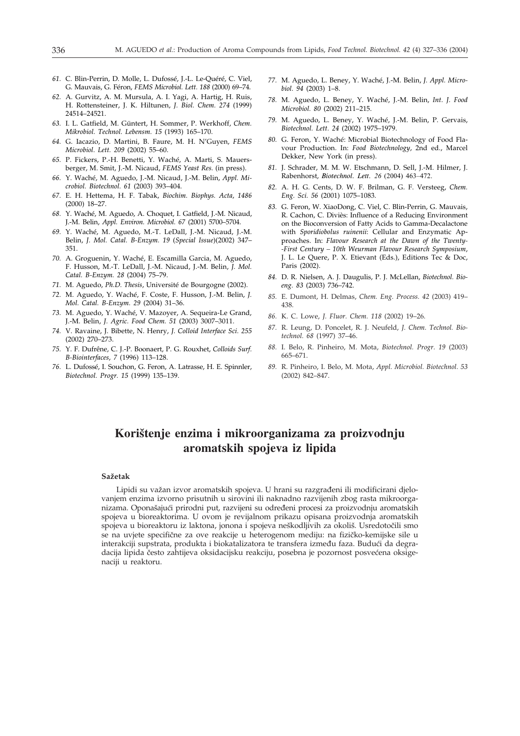61. C. Blin-Perrin, D. Molle, L. Dufossé, J.-L. Le-Quéré, C. Viel, G. Mauvais, G. Féron, *FEMS Microbiol. Lett. 188* (2000) 69–74.

62. A. Gurvitz, A. M. Mursula, A. I. Yagi, A. Hartig, H. Ruis, H. Rottensteiner, J. K. Hiltunen, *J. Biol. Chem. 274* (1999) 24514–24521.

63. I. L. Gatfield, M. Güntert, H. Sommer, P. Werkhoff, *Chem. Mikrobiol. Technol. Lebensm. 15* (1993) 165–170.

64. G. Iacazio, D. Martini, B. Faure, M. H. N'Guyen, *FEMS Microbiol. Lett. 209* (2002) 55–60.

65. P. Fickers, P.-H. Benetti, Y. Waché, A. Marti, S. Mauersberger, M. Smit, J.-M. Nicaud, *FEMS Yeast Res.* (in press).

66. Y. Waché, M. Aguedo, J.-M. Nicaud, J.-M. Belin, *Appl. Microbiol. Biotechnol. 61* (2003) 393–404.

67. E. H. Hettema, H. F. Tabak, *Biochim. Biophys. Acta, 1486* (2000) 18–27.

68. Y. Waché, M. Aguedo, A. Choquet, I. Gatfield, J.-M. Nicaud, J.-M. Belin, *Appl. Environ. Microbiol. 67* (2001) 5700–5704.

69. Y. Waché, M. Aguedo, M.-T. LeDall, J.-M. Nicaud, J.-M. Belin, *J. Mol. Catal. B-Enzym. 19* (*Special Issue*)(2002) 347–351.

70. A. Groguenin, Y. Waché, E. Escamilla Garcia, M. Aguedo, F. Husson, M.-T. LeDall, J.-M. Nicaud, J.-M. Belin, *J. Mol. Catal. B-Enzym. 28* (2004) 75–79.

71. M. Aguedo, *Ph.D. Thesis*, Université de Bourgogne (2002).

72. M. Aguedo, Y. Waché, F. Coste, F. Husson, J.-M. Belin, *J. Mol. Catal. B-Enzym. 29* (2004) 31–36.

73. M. Aguedo, Y. Waché, V. Mazoyer, A. Sequeira-Le Grand, J.-M. Belin, *J. Agric. Food Chem. 51* (2003) 3007–3011.

74. V. Ravaine, J. Bibette, N. Henry, *J. Colloid Interface Sci. 255* (2002) 270–273.

75. Y. F. Dufrêne, C. J.-P. Boonaert, P. G. Rouxhet, *Colloids Surf. B-Biointerfaces, 7* (1996) 113–128.

76. L. Dufossé, I. Souchon, G. Feron, A. Latrasse, H. E. Spinnler, *Biotechnol. Progr. 15* (1999) 135–139.

77. M. Aguedo, L. Beney, Y. Waché, J.-M. Belin, *J. Appl. Microbiol. 94* (2003) 1–8.

78. M. Aguedo, L. Beney, Y. Waché, J.-M. Belin, *Int. J. Food Microbiol. 80* (2002) 211–215.

79. M. Aguedo, L. Beney, Y. Waché, J.-M. Belin, P. Gervais, *Biotechnol. Lett. 24* (2002) 1975–1979.

80. G. Feron, Y. Waché: Microbial Biotechnology of Food Flavour Production. In: *Food Biotechnology*, 2nd ed., Marcel Dekker, New York (in press).

81. J. Schrader, M. M. W. Etschmann, D. Sell, J.-M. Hilmer, J. Rabenhorst, *Biotechnol. Lett. 26* (2004) 463–472.

82. A. H. G. Cents, D. W. F. Brilman, G. F. Versteeg, *Chem. Eng. Sci. 56* (2001) 1075–1083.

83. G. Feron, W. XiaoDong, C. Viel, C. Blin-Perrin, G. Mauvais, R. Cachon, C. Diviès: Influence of a Reducing Environment on the Bioconversion of Fatty Acids to Gamma-Decalactone with *Sporidiobolus ruinenii*: Cellular and Enzymatic Approaches. In: *Flavour Research at the Dawn of the Twenty-First Century – 10th Weurman Flavour Research Symposium*, J. L. Le Quere, P. X. Etievant (Eds.), Editions Tec & Doc, Paris (2002).

84. D. R. Nielsen, A. J. Daugulis, P. J. McLellan, *Biotechnol. Bioeng. 83* (2003) 736–742.

85. E. Dumont, H. Delmas, *Chem. Eng. Process. 42* (2003) 419–438.

86. K. C. Lowe, *J. Fluor. Chem. 118* (2002) 19–26.

87. R. Leung, D. Poncelet, R. J. Neufeld, *J. Chem. Technol. Biotechnol. 68* (1997) 37–46.

88. I. Belo, R. Pinheiro, M. Mota, *Biotechnol. Progr. 19* (2003) 665–671.

89. R. Pinheiro, I. Belo, M. Mota, *Appl. Microbiol. Biotechnol. 53* (2002) 842–847.

# Korištenje enzima i mikroorganizama za proizvodnju aromatskih spojeva iz lipida

### Sažetak

Lipidi su važan izvor aromatskih spojeva. U hrani su razgrađeni ili modificirani djelovanjem enzima izvorno prisutnih u sirovini ili naknadno razvijenih zbog rasta mikroorganizama. Oponašajući prirodni put, razvijeni su određeni procesi za proizvodnju aromatskih spojeva u bioreaktorima. U ovom je revijalnom prikazu opisana proizvodnja aromatskih spojeva u bioreaktoru iz laktona, jonona i spojeva neškodljivih za okoliš. Usredotočili smo se na uvjete specifične za ove reakcije u heterogenom mediju: na fizičko-kemijske sile u interakciji supstrata, produkta i biokatalizatora te transfera između faza. Budući da degradacija lipida često zahtijeva oksidacijsku reakciju, posebna je pozornost posvećena oksigenaciji u reaktoru.